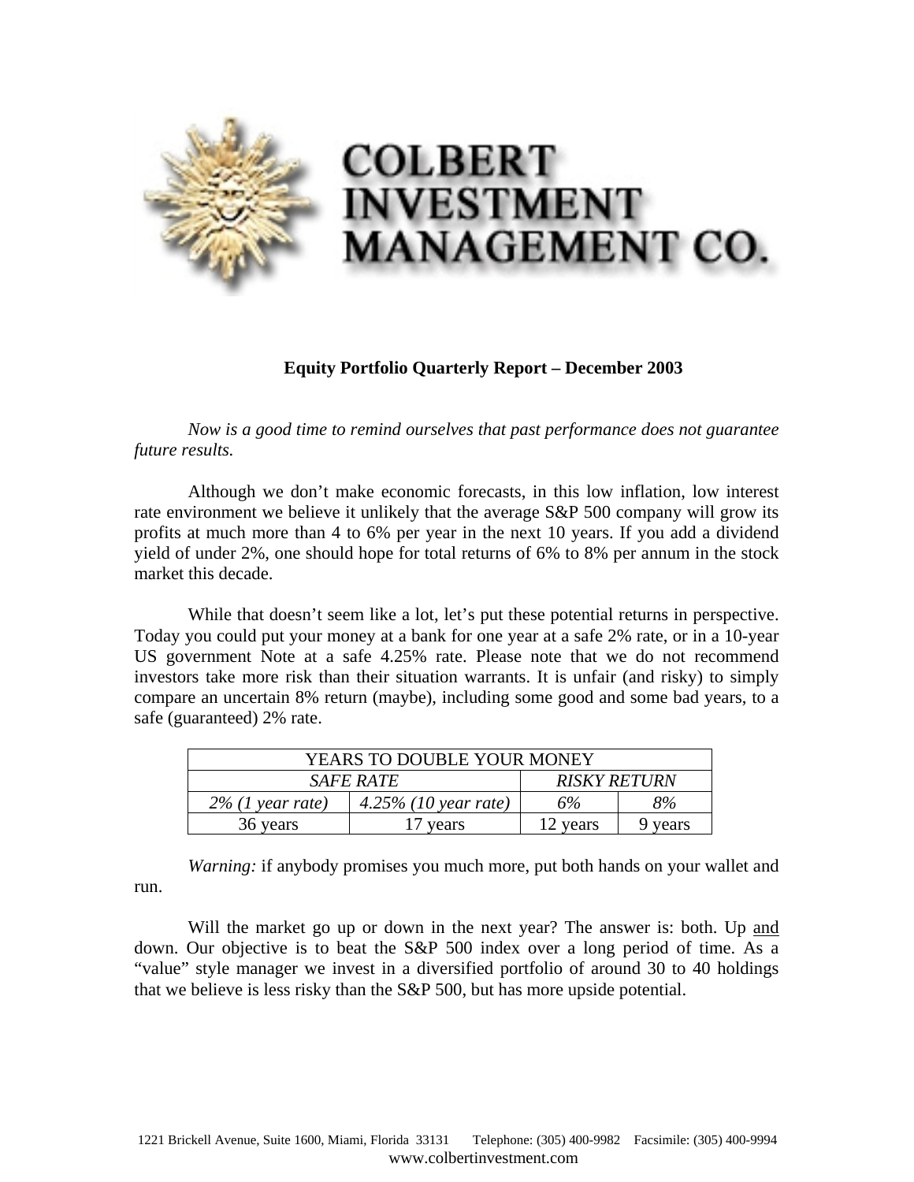# COLBERT INVESTMENT MANAGEMENT CO.

**Equity Portfolio Quarterly Report – December 2003**

*Now is a good time to remind ourselves that past performance does not guarantee future results.*

Although we don't make economic forecasts, in this low inflation, low interest rate environment we believe it unlikely that the average S&P 500 company will grow its profits at much more than 4 to 6% per year in the next 10 years. If you add a dividend yield of under 2%, one should hope for total returns of 6% to 8% per annum in the stock market this decade.

While that doesn't seem like a lot, let's put these potential returns in perspective. Today you could put your money at a bank for one year at a safe 2% rate, or in a 10-year US government Note at a safe 4.25% rate. Please note that we do not recommend investors take more risk than their situation warrants. It is unfair (and risky) to simply compare an uncertain 8% return (maybe), including some good and some bad years, to a safe (guaranteed) 2% rate.

| YEARS TO DOUBLE YOUR MONEY | | | |
|---|---|---|---|
| *SAFE RATE* | | *RISKY RETURN* | |
| *2% (1 year rate)* | *4.25% (10 year rate)* | *6%* | *8%* |
| 36 years | 17 years | 12 years | 9 years |

*Warning:* if anybody promises you much more, put both hands on your wallet and run.

Will the market go up or down in the next year? The answer is: both. Up <u>and</u> down. Our objective is to beat the S&P 500 index over a long period of time. As a "value" style manager we invest in a diversified portfolio of around 30 to 40 holdings that we believe is less risky than the S&P 500, but has more upside potential.

1221 Brickell Avenue, Suite 1600, Miami, Florida 33131 Telephone: (305) 400-9982 Facsimile: (305) 400-9994
www.colbertinvestment.com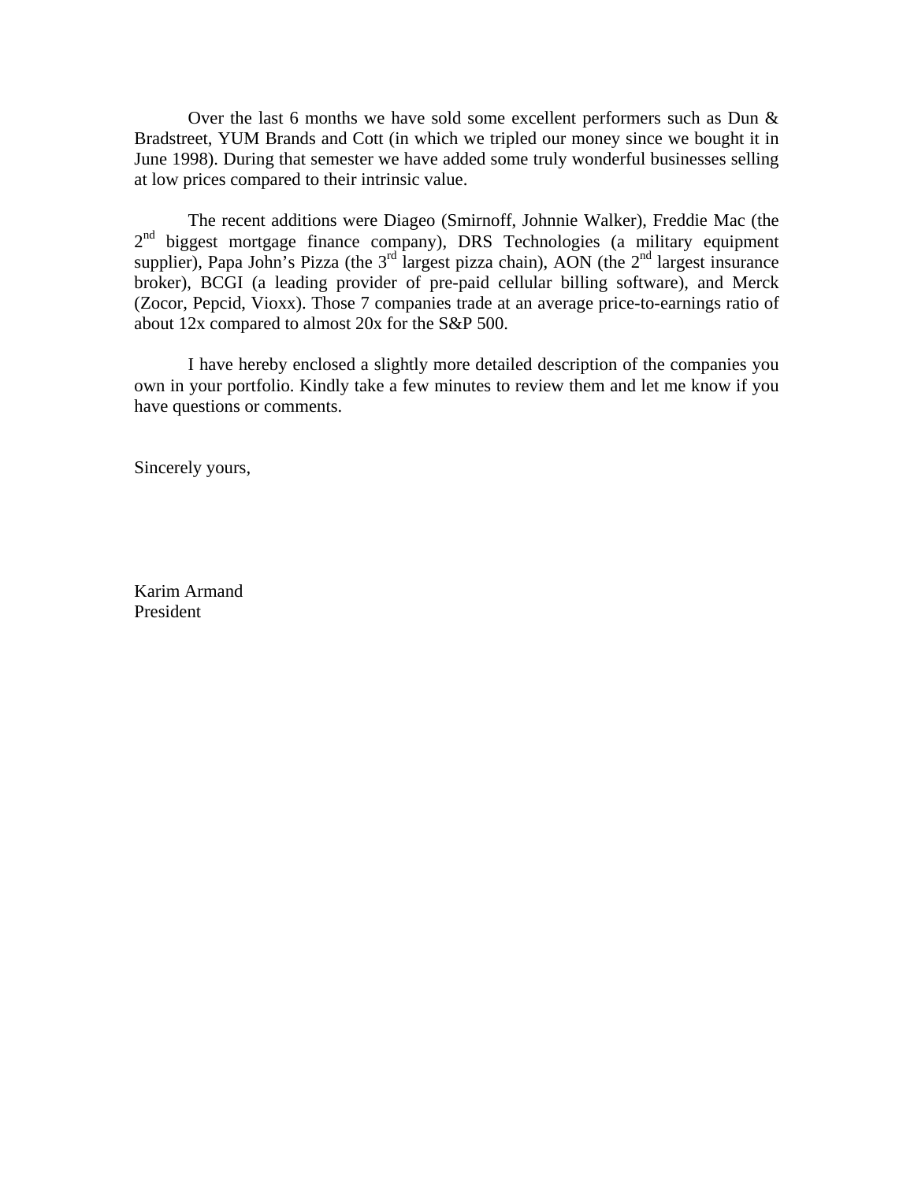Over the last 6 months we have sold some excellent performers such as Dun & Bradstreet, YUM Brands and Cott (in which we tripled our money since we bought it in June 1998). During that semester we have added some truly wonderful businesses selling at low prices compared to their intrinsic value.

The recent additions were Diageo (Smirnoff, Johnnie Walker), Freddie Mac (the 2nd biggest mortgage finance company), DRS Technologies (a military equipment supplier), Papa John's Pizza (the 3rd largest pizza chain), AON (the 2nd largest insurance broker), BCGI (a leading provider of pre-paid cellular billing software), and Merck (Zocor, Pepcid, Vioxx). Those 7 companies trade at an average price-to-earnings ratio of about 12x compared to almost 20x for the S&P 500.

I have hereby enclosed a slightly more detailed description of the companies you own in your portfolio. Kindly take a few minutes to review them and let me know if you have questions or comments.

Sincerely yours,

Karim Armand
President